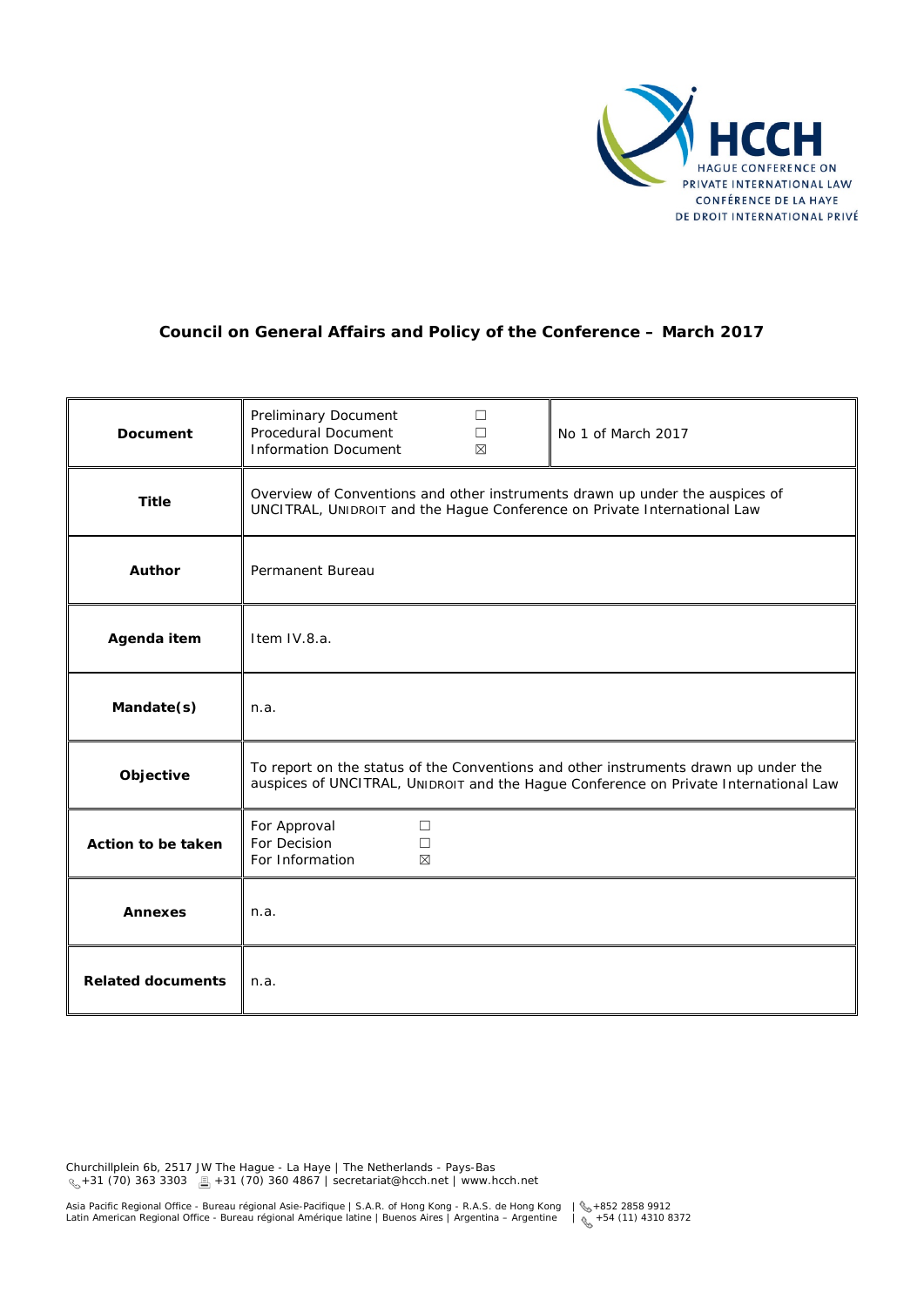HCCH
HAGUE CONFERENCE ON PRIVATE INTERNATIONAL LAW
CONFÉRENCE DE LA HAYE DE DROIT INTERNATIONAL PRIVÉ

**Council on General Affairs and Policy of the Conference – March 2017**

| | | |
|---|---|---|
| **Document** | Preliminary Document ☐<br>Procedural Document ☐<br>Information Document ☒ | No 1 of March 2017 |
| **Title** | Overview of Conventions and other instruments drawn up under the auspices of UNCITRAL, UNIDROIT and the Hague Conference on Private International Law | |
| **Author** | Permanent Bureau | |
| **Agenda item** | Item IV.8.a. | |
| **Mandate(s)** | n.a. | |
| **Objective** | To report on the status of the Conventions and other instruments drawn up under the auspices of UNCITRAL, UNIDROIT and the Hague Conference on Private International Law | |
| **Action to be taken** | For Approval ☐<br>For Decision ☐<br>For Information ☒ | |
| **Annexes** | n.a. | |
| **Related documents** | n.a. | |

Churchillplein 6b, 2517 JW The Hague - La Haye | The Netherlands - Pays-Bas
+31 (70) 363 3303 | +31 (70) 360 4867 | secretariat@hcch.net | www.hcch.net

Asia Pacific Regional Office - Bureau régional Asie-Pacifique | S.A.R. of Hong Kong - R.A.S. de Hong Kong | +852 2858 9912
Latin American Regional Office - Bureau régional Amérique latine | Buenos Aires | Argentina – Argentine | +54 (11) 4310 8372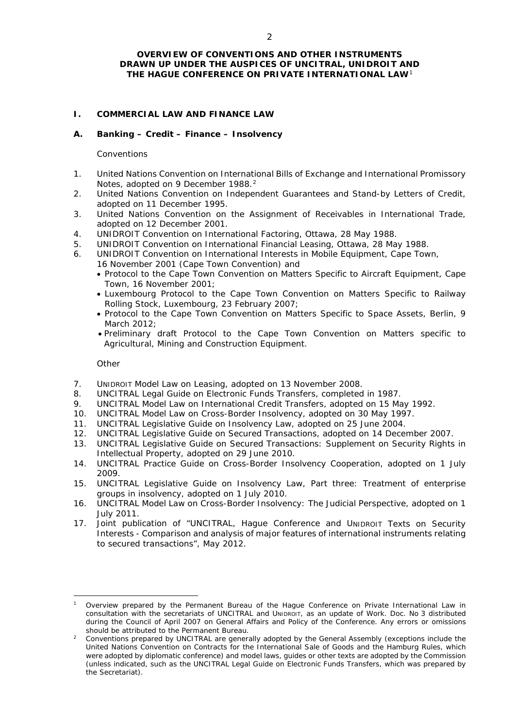# OVERVIEW OF CONVENTIONS AND OTHER INSTRUMENTS DRAWN UP UNDER THE AUSPICES OF UNCITRAL, UNIDROIT AND THE HAGUE CONFERENCE ON PRIVATE INTERNATIONAL LAW[1]

## I. COMMERCIAL LAW AND FINANCE LAW

### A. Banking – Credit – Finance – Insolvency

Conventions

1. United Nations Convention on International Bills of Exchange and International Promissory Notes, adopted on 9 December 1988.[2]
2. United Nations Convention on Independent Guarantees and Stand-by Letters of Credit, adopted on 11 December 1995.
3. United Nations Convention on the Assignment of Receivables in International Trade, adopted on 12 December 2001.
4. UNIDROIT Convention on International Factoring, Ottawa, 28 May 1988.
5. UNIDROIT Convention on International Financial Leasing, Ottawa, 28 May 1988.
6. UNIDROIT Convention on International Interests in Mobile Equipment, Cape Town, 16 November 2001 (Cape Town Convention) and
   - Protocol to the Cape Town Convention on Matters Specific to Aircraft Equipment, Cape Town, 16 November 2001;
   - Luxembourg Protocol to the Cape Town Convention on Matters Specific to Railway Rolling Stock, Luxembourg, 23 February 2007;
   - Protocol to the Cape Town Convention on Matters Specific to Space Assets, Berlin, 9 March 2012;
   - Preliminary draft Protocol to the Cape Town Convention on Matters specific to Agricultural, Mining and Construction Equipment.

Other

7. UNIDROIT Model Law on Leasing, adopted on 13 November 2008.
8. UNCITRAL Legal Guide on Electronic Funds Transfers, completed in 1987.
9. UNCITRAL Model Law on International Credit Transfers, adopted on 15 May 1992.
10. UNCITRAL Model Law on Cross-Border Insolvency, adopted on 30 May 1997.
11. UNCITRAL Legislative Guide on Insolvency Law, adopted on 25 June 2004.
12. UNCITRAL Legislative Guide on Secured Transactions, adopted on 14 December 2007.
13. UNCITRAL Legislative Guide on Secured Transactions: Supplement on Security Rights in Intellectual Property, adopted on 29 June 2010.
14. UNCITRAL Practice Guide on Cross-Border Insolvency Cooperation, adopted on 1 July 2009.
15. UNCITRAL Legislative Guide on Insolvency Law, Part three: Treatment of enterprise groups in insolvency, adopted on 1 July 2010.
16. UNCITRAL Model Law on Cross-Border Insolvency: The Judicial Perspective, adopted on 1 July 2011.
17. Joint publication of "UNCITRAL, Hague Conference and UNIDROIT Texts on Security Interests - Comparison and analysis of major features of international instruments relating to secured transactions", May 2012.

---

[1] Overview prepared by the Permanent Bureau of the Hague Conference on Private International Law in consultation with the secretariats of UNCITRAL and UNIDROIT, as an update of Work. Doc. No 3 distributed during the Council of April 2007 on General Affairs and Policy of the Conference. Any errors or omissions should be attributed to the Permanent Bureau.

[2] Conventions prepared by UNCITRAL are generally adopted by the General Assembly (exceptions include the United Nations Convention on Contracts for the International Sale of Goods and the Hamburg Rules, which were adopted by diplomatic conference) and model laws, guides or other texts are adopted by the Commission (unless indicated, such as the UNCITRAL Legal Guide on Electronic Funds Transfers, which was prepared by the Secretariat).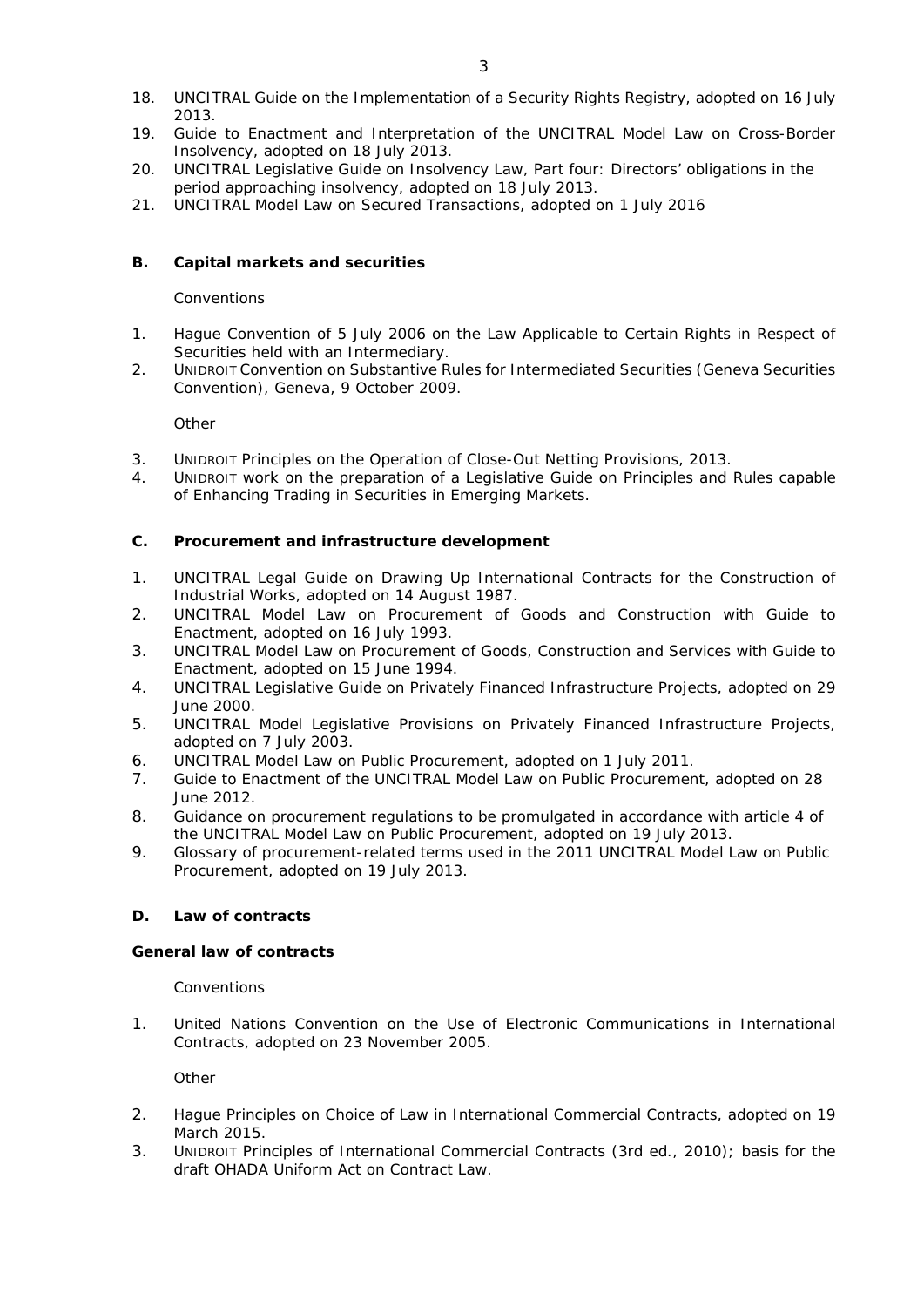18. UNCITRAL Guide on the Implementation of a Security Rights Registry, adopted on 16 July 2013.
19. Guide to Enactment and Interpretation of the UNCITRAL Model Law on Cross-Border Insolvency, adopted on 18 July 2013.
20. UNCITRAL Legislative Guide on Insolvency Law, Part four: Directors' obligations in the period approaching insolvency, adopted on 18 July 2013.
21. UNCITRAL Model Law on Secured Transactions, adopted on 1 July 2016

## B. Capital markets and securities

Conventions

1. Hague Convention of 5 July 2006 on the Law Applicable to Certain Rights in Respect of Securities held with an Intermediary.
2. UNIDROIT Convention on Substantive Rules for Intermediated Securities (Geneva Securities Convention), Geneva, 9 October 2009.

Other

3. UNIDROIT Principles on the Operation of Close-Out Netting Provisions, 2013.
4. UNIDROIT work on the preparation of a Legislative Guide on Principles and Rules capable of Enhancing Trading in Securities in Emerging Markets.

## C. Procurement and infrastructure development

1. UNCITRAL Legal Guide on Drawing Up International Contracts for the Construction of Industrial Works, adopted on 14 August 1987.
2. UNCITRAL Model Law on Procurement of Goods and Construction with Guide to Enactment, adopted on 16 July 1993.
3. UNCITRAL Model Law on Procurement of Goods, Construction and Services with Guide to Enactment, adopted on 15 June 1994.
4. UNCITRAL Legislative Guide on Privately Financed Infrastructure Projects, adopted on 29 June 2000.
5. UNCITRAL Model Legislative Provisions on Privately Financed Infrastructure Projects, adopted on 7 July 2003.
6. UNCITRAL Model Law on Public Procurement, adopted on 1 July 2011.
7. Guide to Enactment of the UNCITRAL Model Law on Public Procurement, adopted on 28 June 2012.
8. Guidance on procurement regulations to be promulgated in accordance with article 4 of the UNCITRAL Model Law on Public Procurement, adopted on 19 July 2013.
9. Glossary of procurement-related terms used in the 2011 UNCITRAL Model Law on Public Procurement, adopted on 19 July 2013.

## D. Law of contracts

### General law of contracts

Conventions

1. United Nations Convention on the Use of Electronic Communications in International Contracts, adopted on 23 November 2005.

Other

2. Hague Principles on Choice of Law in International Commercial Contracts, adopted on 19 March 2015.
3. UNIDROIT Principles of International Commercial Contracts (3rd ed., 2010); basis for the draft OHADA Uniform Act on Contract Law.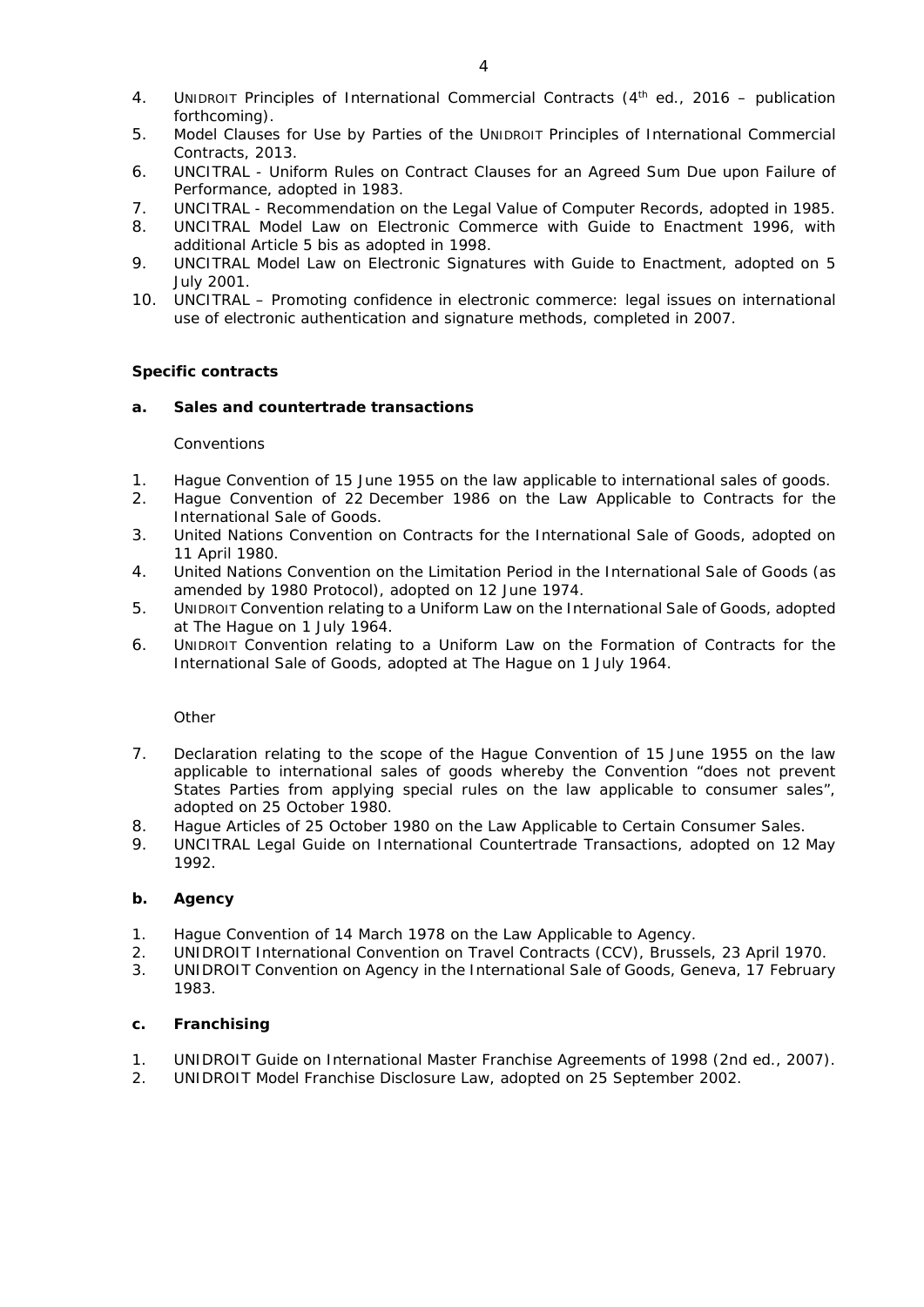4. UNIDROIT Principles of International Commercial Contracts (4th ed., 2016 – publication forthcoming).
5. Model Clauses for Use by Parties of the UNIDROIT Principles of International Commercial Contracts, 2013.
6. UNCITRAL - Uniform Rules on Contract Clauses for an Agreed Sum Due upon Failure of Performance, adopted in 1983.
7. UNCITRAL - Recommendation on the Legal Value of Computer Records, adopted in 1985.
8. UNCITRAL Model Law on Electronic Commerce with Guide to Enactment 1996, with additional Article 5 bis as adopted in 1998.
9. UNCITRAL Model Law on Electronic Signatures with Guide to Enactment, adopted on 5 July 2001.
10. UNCITRAL – Promoting confidence in electronic commerce: legal issues on international use of electronic authentication and signature methods, completed in 2007.

**Specific contracts**

**a. Sales and countertrade transactions**

Conventions

1. Hague Convention of 15 June 1955 on the law applicable to international sales of goods.
2. Hague Convention of 22 December 1986 on the Law Applicable to Contracts for the International Sale of Goods.
3. United Nations Convention on Contracts for the International Sale of Goods, adopted on 11 April 1980.
4. United Nations Convention on the Limitation Period in the International Sale of Goods (as amended by 1980 Protocol), adopted on 12 June 1974.
5. UNIDROIT Convention relating to a Uniform Law on the International Sale of Goods, adopted at The Hague on 1 July 1964.
6. UNIDROIT Convention relating to a Uniform Law on the Formation of Contracts for the International Sale of Goods, adopted at The Hague on 1 July 1964.

Other

7. Declaration relating to the scope of the Hague Convention of 15 June 1955 on the law applicable to international sales of goods whereby the Convention "does not prevent States Parties from applying special rules on the law applicable to consumer sales", adopted on 25 October 1980.
8. Hague Articles of 25 October 1980 on the Law Applicable to Certain Consumer Sales.
9. UNCITRAL Legal Guide on International Countertrade Transactions, adopted on 12 May 1992.

**b. Agency**

1. Hague Convention of 14 March 1978 on the Law Applicable to Agency.
2. UNIDROIT International Convention on Travel Contracts (CCV), Brussels, 23 April 1970.
3. UNIDROIT Convention on Agency in the International Sale of Goods, Geneva, 17 February 1983.

**c. Franchising**

1. UNIDROIT Guide on International Master Franchise Agreements of 1998 (2nd ed., 2007).
2. UNIDROIT Model Franchise Disclosure Law, adopted on 25 September 2002.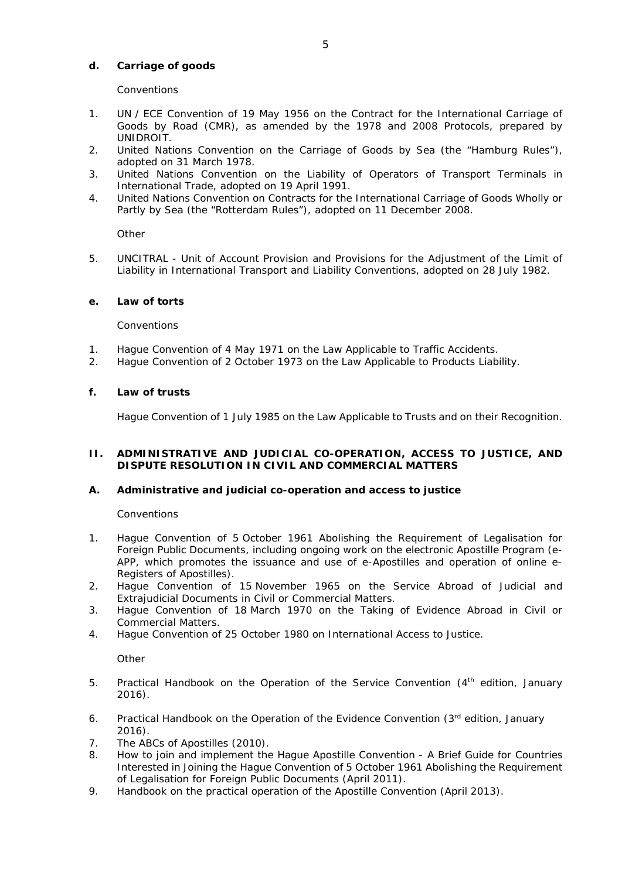#### d. Carriage of goods

*Conventions*

1. UN / ECE Convention of 19 May 1956 on the Contract for the International Carriage of Goods by Road (CMR), as amended by the 1978 and 2008 Protocols, prepared by UNIDROIT.
2. United Nations Convention on the Carriage of Goods by Sea (the "Hamburg Rules"), adopted on 31 March 1978.
3. United Nations Convention on the Liability of Operators of Transport Terminals in International Trade, adopted on 19 April 1991.
4. United Nations Convention on Contracts for the International Carriage of Goods Wholly or Partly by Sea (the "Rotterdam Rules"), adopted on 11 December 2008.

*Other*

5. UNCITRAL - Unit of Account Provision and Provisions for the Adjustment of the Limit of Liability in International Transport and Liability Conventions, adopted on 28 July 1982.

#### e. Law of torts

*Conventions*

1. Hague Convention of 4 May 1971 on the Law Applicable to Traffic Accidents.
2. Hague Convention of 2 October 1973 on the Law Applicable to Products Liability.

#### f. Law of trusts

Hague Convention of 1 July 1985 on the Law Applicable to Trusts and on their Recognition.

## II. ADMINISTRATIVE AND JUDICIAL CO-OPERATION, ACCESS TO JUSTICE, AND DISPUTE RESOLUTION IN CIVIL AND COMMERCIAL MATTERS

### A. Administrative and judicial co-operation and access to justice

*Conventions*

1. Hague Convention of 5 October 1961 Abolishing the Requirement of Legalisation for Foreign Public Documents, including ongoing work on the electronic Apostille Program (e-APP, which promotes the issuance and use of e-Apostilles and operation of online e-Registers of Apostilles).
2. Hague Convention of 15 November 1965 on the Service Abroad of Judicial and Extrajudicial Documents in Civil or Commercial Matters.
3. Hague Convention of 18 March 1970 on the Taking of Evidence Abroad in Civil or Commercial Matters.
4. Hague Convention of 25 October 1980 on International Access to Justice.

*Other*

5. Practical Handbook on the Operation of the Service Convention (4th edition, January 2016).
6. Practical Handbook on the Operation of the Evidence Convention (3rd edition, January 2016).
7. The ABCs of Apostilles (2010).
8. How to join and implement the Hague Apostille Convention - A Brief Guide for Countries Interested in Joining the Hague Convention of 5 October 1961 Abolishing the Requirement of Legalisation for Foreign Public Documents (April 2011).
9. Handbook on the practical operation of the Apostille Convention (April 2013).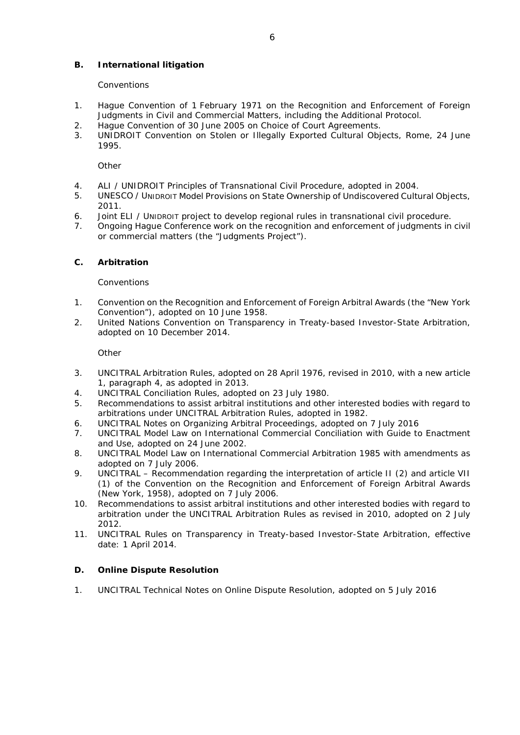## B. International litigation

Conventions

1. Hague Convention of 1 February 1971 on the Recognition and Enforcement of Foreign Judgments in Civil and Commercial Matters, including the Additional Protocol.
2. Hague Convention of 30 June 2005 on Choice of Court Agreements.
3. UNIDROIT Convention on Stolen or Illegally Exported Cultural Objects, Rome, 24 June 1995.

Other

4. ALI / UNIDROIT Principles of Transnational Civil Procedure, adopted in 2004.
5. UNESCO / UNIDROIT Model Provisions on State Ownership of Undiscovered Cultural Objects, 2011.
6. Joint ELI / UNIDROIT project to develop regional rules in transnational civil procedure.
7. Ongoing Hague Conference work on the recognition and enforcement of judgments in civil or commercial matters (the "Judgments Project").

## C. Arbitration

Conventions

1. Convention on the Recognition and Enforcement of Foreign Arbitral Awards (the "New York Convention"), adopted on 10 June 1958.
2. United Nations Convention on Transparency in Treaty-based Investor-State Arbitration, adopted on 10 December 2014.

Other

3. UNCITRAL Arbitration Rules, adopted on 28 April 1976, revised in 2010, with a new article 1, paragraph 4, as adopted in 2013.
4. UNCITRAL Conciliation Rules, adopted on 23 July 1980.
5. Recommendations to assist arbitral institutions and other interested bodies with regard to arbitrations under UNCITRAL Arbitration Rules, adopted in 1982.
6. UNCITRAL Notes on Organizing Arbitral Proceedings, adopted on 7 July 2016
7. UNCITRAL Model Law on International Commercial Conciliation with Guide to Enactment and Use, adopted on 24 June 2002.
8. UNCITRAL Model Law on International Commercial Arbitration 1985 with amendments as adopted on 7 July 2006.
9. UNCITRAL – Recommendation regarding the interpretation of article II (2) and article VII (1) of the Convention on the Recognition and Enforcement of Foreign Arbitral Awards (New York, 1958), adopted on 7 July 2006.
10. Recommendations to assist arbitral institutions and other interested bodies with regard to arbitration under the UNCITRAL Arbitration Rules as revised in 2010, adopted on 2 July 2012.
11. UNCITRAL Rules on Transparency in Treaty-based Investor-State Arbitration, effective date: 1 April 2014.

## D. Online Dispute Resolution

1. UNCITRAL Technical Notes on Online Dispute Resolution, adopted on 5 July 2016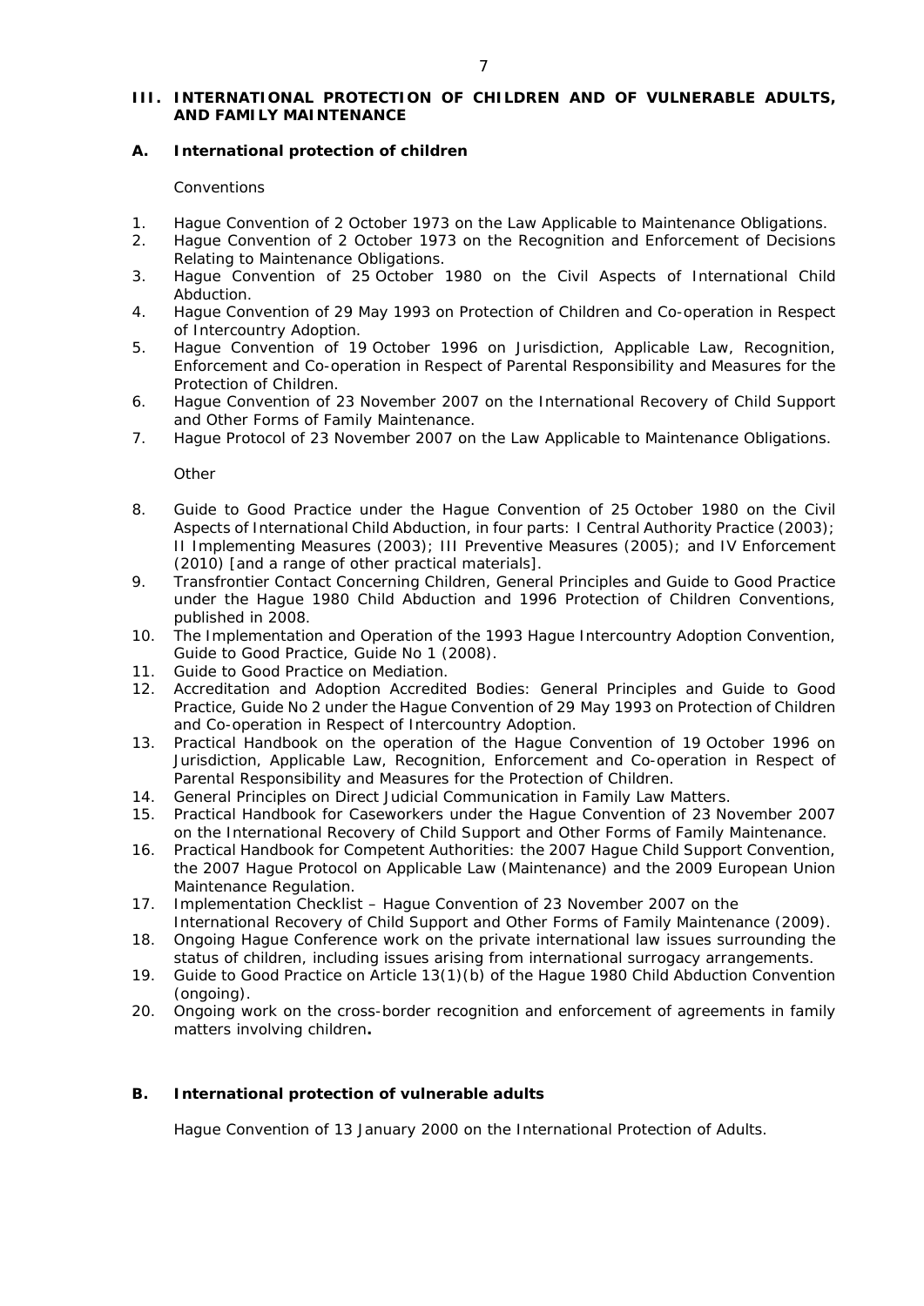## III. INTERNATIONAL PROTECTION OF CHILDREN AND OF VULNERABLE ADULTS, AND FAMILY MAINTENANCE

### A. International protection of children

Conventions

1. Hague Convention of 2 October 1973 on the Law Applicable to Maintenance Obligations.
2. Hague Convention of 2 October 1973 on the Recognition and Enforcement of Decisions Relating to Maintenance Obligations.
3. Hague Convention of 25 October 1980 on the Civil Aspects of International Child Abduction.
4. Hague Convention of 29 May 1993 on Protection of Children and Co-operation in Respect of Intercountry Adoption.
5. Hague Convention of 19 October 1996 on Jurisdiction, Applicable Law, Recognition, Enforcement and Co-operation in Respect of Parental Responsibility and Measures for the Protection of Children.
6. Hague Convention of 23 November 2007 on the International Recovery of Child Support and Other Forms of Family Maintenance.
7. Hague Protocol of 23 November 2007 on the Law Applicable to Maintenance Obligations.

Other

8. Guide to Good Practice under the Hague Convention of 25 October 1980 on the Civil Aspects of International Child Abduction, in four parts: I Central Authority Practice (2003); II Implementing Measures (2003); III Preventive Measures (2005); and IV Enforcement (2010) [and a range of other practical materials].
9. Transfrontier Contact Concerning Children, General Principles and Guide to Good Practice under the Hague 1980 Child Abduction and 1996 Protection of Children Conventions, published in 2008.
10. The Implementation and Operation of the 1993 Hague Intercountry Adoption Convention, Guide to Good Practice, Guide No 1 (2008).
11. Guide to Good Practice on Mediation.
12. Accreditation and Adoption Accredited Bodies: General Principles and Guide to Good Practice, Guide No 2 under the Hague Convention of 29 May 1993 on Protection of Children and Co-operation in Respect of Intercountry Adoption.
13. Practical Handbook on the operation of the Hague Convention of 19 October 1996 on Jurisdiction, Applicable Law, Recognition, Enforcement and Co-operation in Respect of Parental Responsibility and Measures for the Protection of Children.
14. General Principles on Direct Judicial Communication in Family Law Matters.
15. Practical Handbook for Caseworkers under the Hague Convention of 23 November 2007 on the International Recovery of Child Support and Other Forms of Family Maintenance.
16. Practical Handbook for Competent Authorities: the 2007 Hague Child Support Convention, the 2007 Hague Protocol on Applicable Law (Maintenance) and the 2009 European Union Maintenance Regulation.
17. Implementation Checklist – Hague Convention of 23 November 2007 on the International Recovery of Child Support and Other Forms of Family Maintenance (2009).
18. Ongoing Hague Conference work on the private international law issues surrounding the status of children, including issues arising from international surrogacy arrangements.
19. Guide to Good Practice on Article 13(1)(b) of the Hague 1980 Child Abduction Convention (ongoing).
20. Ongoing work on the cross-border recognition and enforcement of agreements in family matters involving children.

### B. International protection of vulnerable adults

Hague Convention of 13 January 2000 on the International Protection of Adults.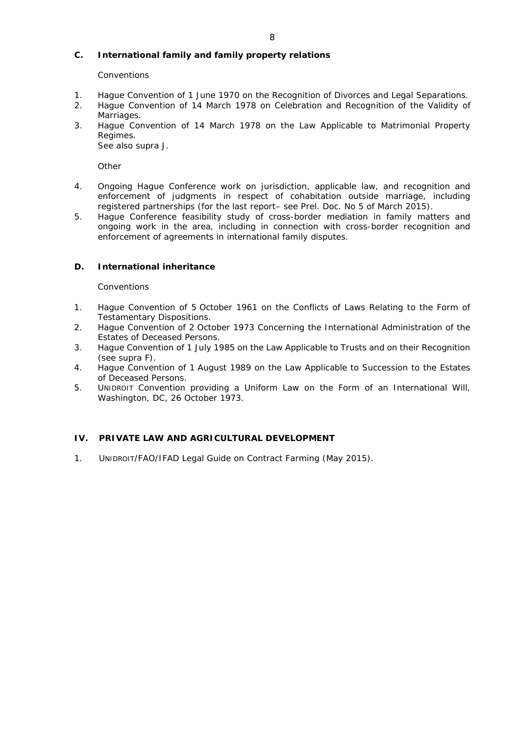### C. International family and family property relations

*Conventions*

1. Hague Convention of 1 June 1970 on the Recognition of Divorces and Legal Separations.
2. Hague Convention of 14 March 1978 on Celebration and Recognition of the Validity of Marriages.
3. Hague Convention of 14 March 1978 on the Law Applicable to Matrimonial Property Regimes.
   See also supra J.

*Other*

4. Ongoing Hague Conference work on jurisdiction, applicable law, and recognition and enforcement of judgments in respect of cohabitation outside marriage, including registered partnerships (for the last report– see Prel. Doc. No 5 of March 2015).
5. Hague Conference feasibility study of cross-border mediation in family matters and ongoing work in the area, including in connection with cross-border recognition and enforcement of agreements in international family disputes.

### D. International inheritance

*Conventions*

1. Hague Convention of 5 October 1961 on the Conflicts of Laws Relating to the Form of Testamentary Dispositions.
2. Hague Convention of 2 October 1973 Concerning the International Administration of the Estates of Deceased Persons.
3. Hague Convention of 1 July 1985 on the Law Applicable to Trusts and on their Recognition (see supra F).
4. Hague Convention of 1 August 1989 on the Law Applicable to Succession to the Estates of Deceased Persons.
5. UNIDROIT Convention providing a Uniform Law on the Form of an International Will, Washington, DC, 26 October 1973.

## IV. PRIVATE LAW AND AGRICULTURAL DEVELOPMENT

1. UNIDROIT/FAO/IFAD Legal Guide on Contract Farming (May 2015).